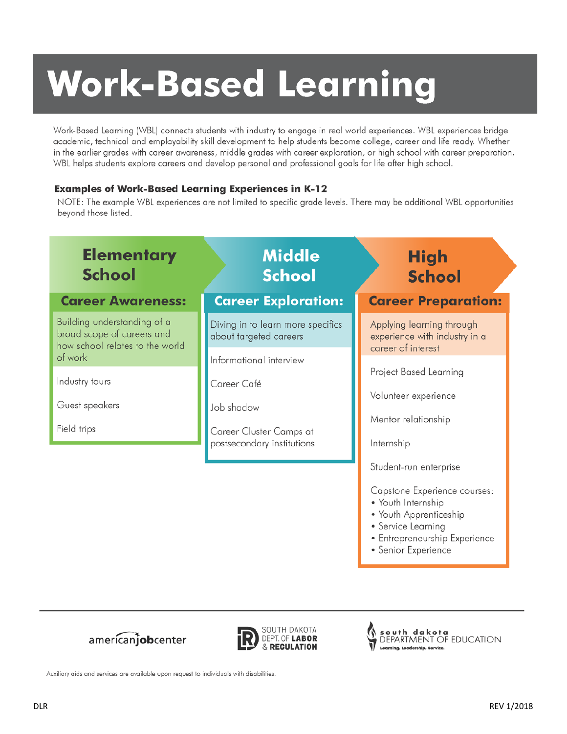# Work-Based Learning

Work-Based Learning (WBL) connects students with industry to engage in real world experiences. WBL experiences bridge academic, technical and employability skill development to help students become college, career and life ready. Whether in the earlier grades with career awareness, middle grades with career exploration, or high school with career preparation, WBL helps students explore careers and develop personal and professional goals for life after high school.

### Examples of Work-Based Learning Experiences in K-12

NOTE: The example WBL experiences are not limited to specific grade levels. There may be additional WBL opportunities beyond those listed.

## Elementary School

### Career Awareness:

Building understanding of a broad scope of careers and how school relates to the world of work

- Industry tours
- Guest speakers
- Field trips

## Middle School

### Career Exploration:

Diving in to learn more specifics about targeted careers

- Informational interview
- Career Café
- Job shadow
- Career Cluster Camps at postsecondary institutions

## High School

### Career Preparation:

Applying learning through experience with industry in a career of interest

- Project Based Learning
- Volunteer experience
- Mentor relationship
- Internship
- Student-run enterprise
- Capstone Experience courses:
  - Youth Internship
  - Youth Apprenticeship
  - Service Learning
  - Entrepreneurship Experience
  - Senior Experience

---

americanjobcenter

SOUTH DAKOTA DEPT. OF LABOR & REGULATION

south dakota DEPARTMENT OF EDUCATION Learning. Leadership. Service.

Auxiliary aids and services are available upon request to individuals with disabilities.

DLR

REV 1/2018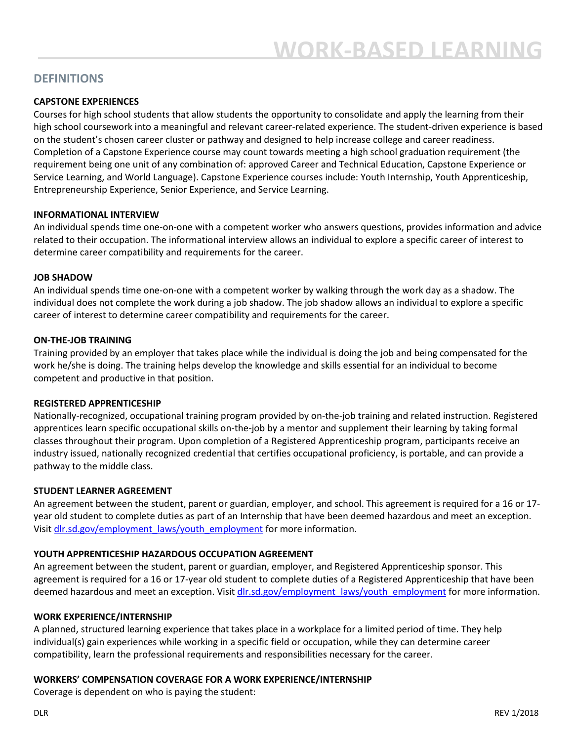# WORK-BASED LEARNING

## DEFINITIONS

### CAPSTONE EXPERIENCES

Courses for high school students that allow students the opportunity to consolidate and apply the learning from their high school coursework into a meaningful and relevant career-related experience. The student-driven experience is based on the student's chosen career cluster or pathway and designed to help increase college and career readiness. Completion of a Capstone Experience course may count towards meeting a high school graduation requirement (the requirement being one unit of any combination of: approved Career and Technical Education, Capstone Experience or Service Learning, and World Language). Capstone Experience courses include: Youth Internship, Youth Apprenticeship, Entrepreneurship Experience, Senior Experience, and Service Learning.

### INFORMATIONAL INTERVIEW

An individual spends time one-on-one with a competent worker who answers questions, provides information and advice related to their occupation. The informational interview allows an individual to explore a specific career of interest to determine career compatibility and requirements for the career.

### JOB SHADOW

An individual spends time one-on-one with a competent worker by walking through the work day as a shadow. The individual does not complete the work during a job shadow. The job shadow allows an individual to explore a specific career of interest to determine career compatibility and requirements for the career.

### ON-THE-JOB TRAINING

Training provided by an employer that takes place while the individual is doing the job and being compensated for the work he/she is doing. The training helps develop the knowledge and skills essential for an individual to become competent and productive in that position.

### REGISTERED APPRENTICESHIP

Nationally-recognized, occupational training program provided by on-the-job training and related instruction. Registered apprentices learn specific occupational skills on-the-job by a mentor and supplement their learning by taking formal classes throughout their program. Upon completion of a Registered Apprenticeship program, participants receive an industry issued, nationally recognized credential that certifies occupational proficiency, is portable, and can provide a pathway to the middle class.

### STUDENT LEARNER AGREEMENT

An agreement between the student, parent or guardian, employer, and school. This agreement is required for a 16 or 17-year old student to complete duties as part of an Internship that have been deemed hazardous and meet an exception. Visit [dlr.sd.gov/employment_laws/youth_employment](dlr.sd.gov/employment_laws/youth_employment) for more information.

### YOUTH APPRENTICESHIP HAZARDOUS OCCUPATION AGREEMENT

An agreement between the student, parent or guardian, employer, and Registered Apprenticeship sponsor. This agreement is required for a 16 or 17-year old student to complete duties of a Registered Apprenticeship that have been deemed hazardous and meet an exception. Visit [dlr.sd.gov/employment_laws/youth_employment](dlr.sd.gov/employment_laws/youth_employment) for more information.

### WORK EXPERIENCE/INTERNSHIP

A planned, structured learning experience that takes place in a workplace for a limited period of time. They help individual(s) gain experiences while working in a specific field or occupation, while they can determine career compatibility, learn the professional requirements and responsibilities necessary for the career.

### WORKERS' COMPENSATION COVERAGE FOR A WORK EXPERIENCE/INTERNSHIP

Coverage is dependent on who is paying the student: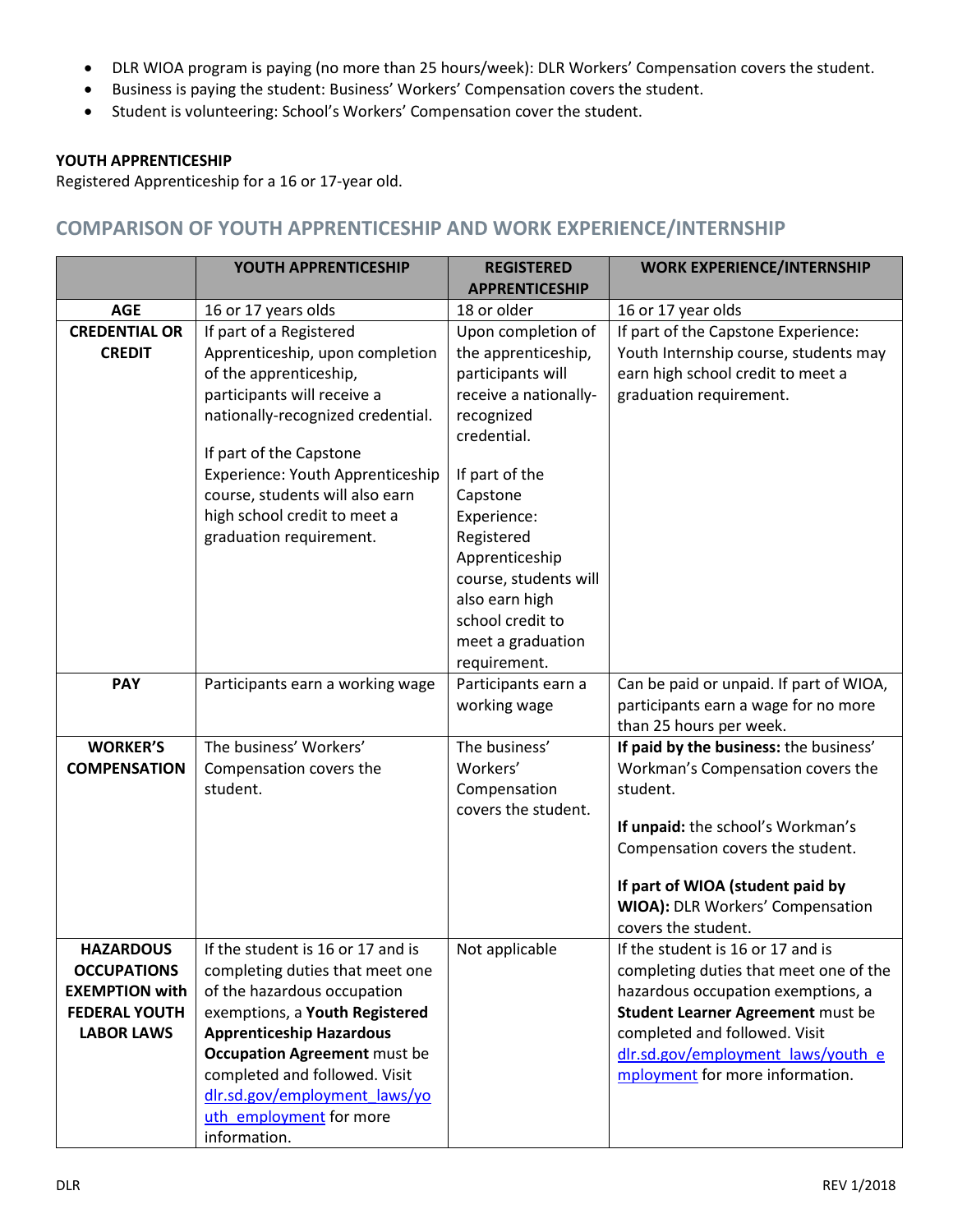- DLR WIOA program is paying (no more than 25 hours/week): DLR Workers' Compensation covers the student.
- Business is paying the student: Business' Workers' Compensation covers the student.
- Student is volunteering: School's Workers' Compensation cover the student.

**YOUTH APPRENTICESHIP**

Registered Apprenticeship for a 16 or 17-year old.

## COMPARISON OF YOUTH APPRENTICESHIP AND WORK EXPERIENCE/INTERNSHIP

| | YOUTH APPRENTICESHIP | REGISTERED APPRENTICESHIP | WORK EXPERIENCE/INTERNSHIP |
|---|---|---|---|
| **AGE** | 16 or 17 years olds | 18 or older | 16 or 17 year olds |
| **CREDENTIAL OR CREDIT** | If part of a Registered Apprenticeship, upon completion of the apprenticeship, participants will receive a nationally-recognized credential.<br><br>If part of the Capstone Experience: Youth Apprenticeship course, students will also earn high school credit to meet a graduation requirement. | Upon completion of the apprenticeship, participants will receive a nationally-recognized credential.<br><br>If part of the Capstone Experience: Registered Apprenticeship course, students will also earn high school credit to meet a graduation requirement. | If part of the Capstone Experience: Youth Internship course, students may earn high school credit to meet a graduation requirement. |
| **PAY** | Participants earn a working wage | Participants earn a working wage | Can be paid or unpaid. If part of WIOA, participants earn a wage for no more than 25 hours per week. |
| **WORKER'S COMPENSATION** | The business' Workers' Compensation covers the student. | The business' Workers' Compensation covers the student. | **If paid by the business:** the business' Workman's Compensation covers the student.<br><br>**If unpaid:** the school's Workman's Compensation covers the student.<br><br>**If part of WIOA (student paid by WIOA):** DLR Workers' Compensation covers the student. |
| **HAZARDOUS OCCUPATIONS EXEMPTION with FEDERAL YOUTH LABOR LAWS** | If the student is 16 or 17 and is completing duties that meet one of the hazardous occupation exemptions, a **Youth Registered Apprenticeship Hazardous Occupation Agreement** must be completed and followed. Visit dlr.sd.gov/employment_laws/youth_employment for more information. | Not applicable | If the student is 16 or 17 and is completing duties that meet one of the hazardous occupation exemptions, a **Student Learner Agreement** must be completed and followed. Visit dlr.sd.gov/employment_laws/youth_employment for more information. |